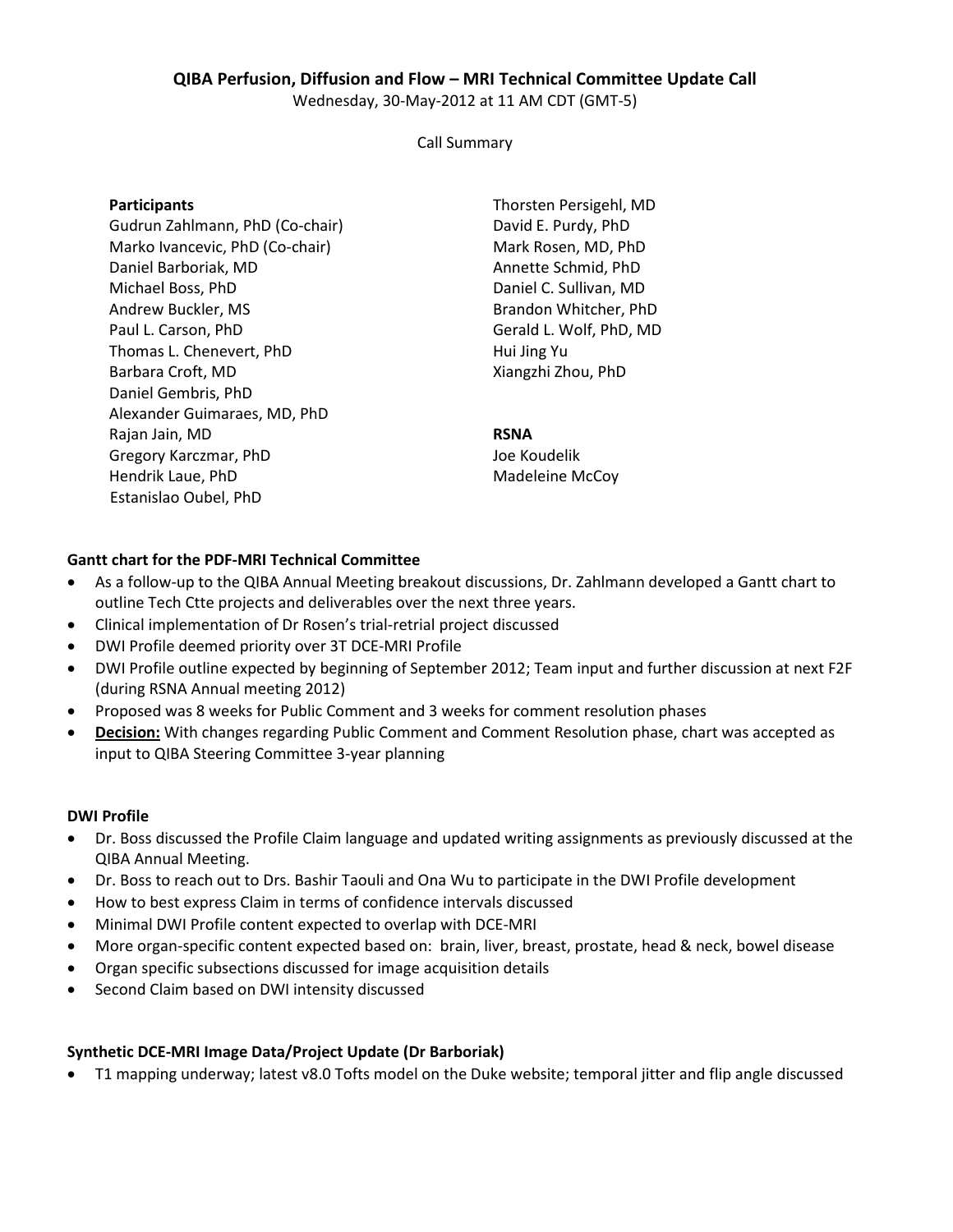# QIBA Perfusion, Diffusion and Flow – MRI Technical Committee Update Call

Wednesday, 30-May-2012 at 11 AM CDT (GMT-5)

Call Summary

**Participants**

Gudrun Zahlmann, PhD (Co-chair)
Marko Ivancevic, PhD (Co-chair)
Daniel Barboriak, MD
Michael Boss, PhD
Andrew Buckler, MS
Paul L. Carson, PhD
Thomas L. Chenevert, PhD
Barbara Croft, MD
Daniel Gembris, PhD
Alexander Guimaraes, MD, PhD
Rajan Jain, MD
Gregory Karczmar, PhD
Hendrik Laue, PhD
Estanislao Oubel, PhD
Thorsten Persigehl, MD
David E. Purdy, PhD
Mark Rosen, MD, PhD
Annette Schmid, PhD
Daniel C. Sullivan, MD
Brandon Whitcher, PhD
Gerald L. Wolf, PhD, MD
Hui Jing Yu
Xiangzhi Zhou, PhD

**RSNA**

Joe Koudelik
Madeleine McCoy

**Gantt chart for the PDF-MRI Technical Committee**

- As a follow-up to the QIBA Annual Meeting breakout discussions, Dr. Zahlmann developed a Gantt chart to outline Tech Ctte projects and deliverables over the next three years.
- Clinical implementation of Dr Rosen's trial-retrial project discussed
- DWI Profile deemed priority over 3T DCE-MRI Profile
- DWI Profile outline expected by beginning of September 2012; Team input and further discussion at next F2F (during RSNA Annual meeting 2012)
- Proposed was 8 weeks for Public Comment and 3 weeks for comment resolution phases
- **Decision:** With changes regarding Public Comment and Comment Resolution phase, chart was accepted as input to QIBA Steering Committee 3-year planning

**DWI Profile**

- Dr. Boss discussed the Profile Claim language and updated writing assignments as previously discussed at the QIBA Annual Meeting.
- Dr. Boss to reach out to Drs. Bashir Taouli and Ona Wu to participate in the DWI Profile development
- How to best express Claim in terms of confidence intervals discussed
- Minimal DWI Profile content expected to overlap with DCE-MRI
- More organ-specific content expected based on: brain, liver, breast, prostate, head & neck, bowel disease
- Organ specific subsections discussed for image acquisition details
- Second Claim based on DWI intensity discussed

**Synthetic DCE-MRI Image Data/Project Update (Dr Barboriak)**

- T1 mapping underway; latest v8.0 Tofts model on the Duke website; temporal jitter and flip angle discussed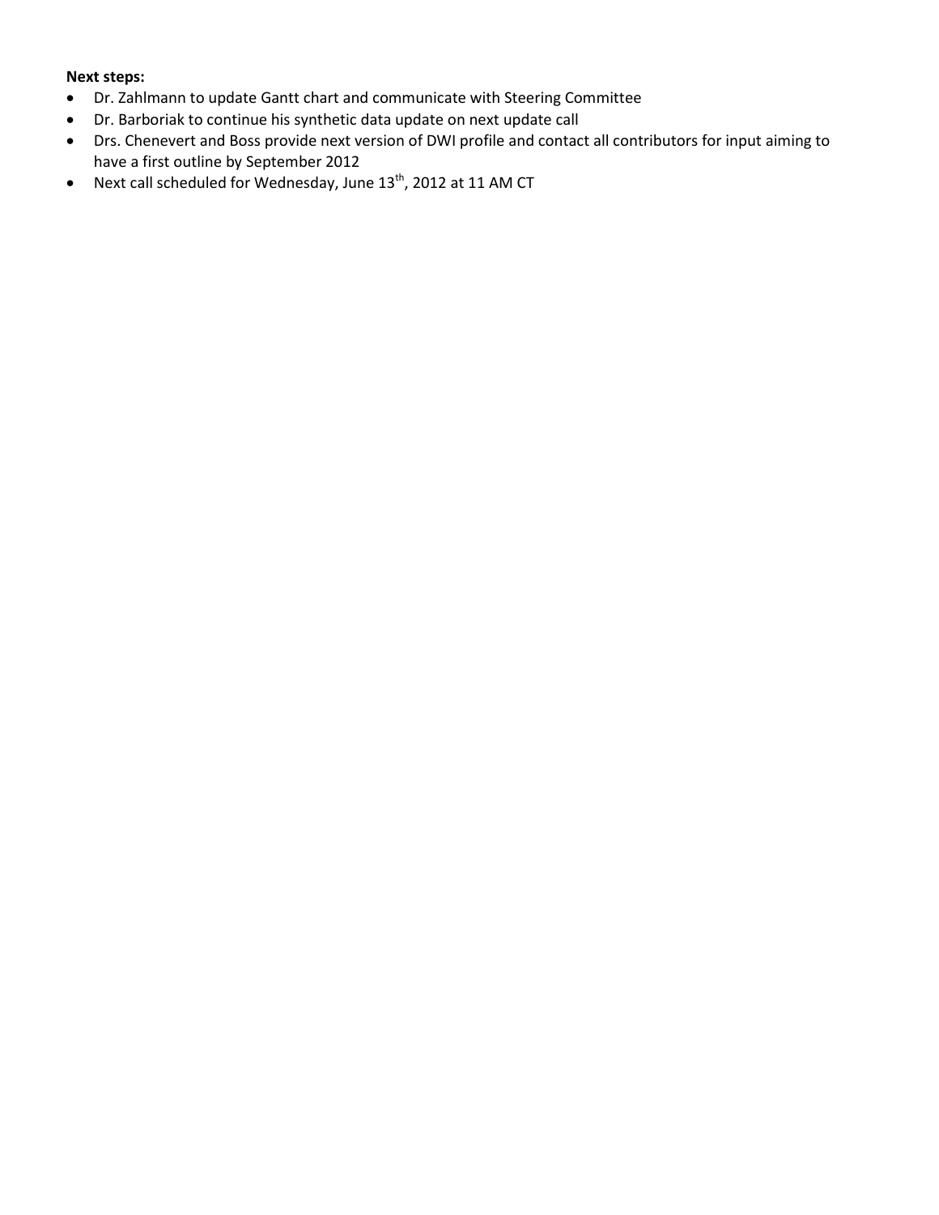**Next steps:**

- Dr. Zahlmann to update Gantt chart and communicate with Steering Committee
- Dr. Barboriak to continue his synthetic data update on next update call
- Drs. Chenevert and Boss provide next version of DWI profile and contact all contributors for input aiming to have a first outline by September 2012
- Next call scheduled for Wednesday, June 13th, 2012 at 11 AM CT